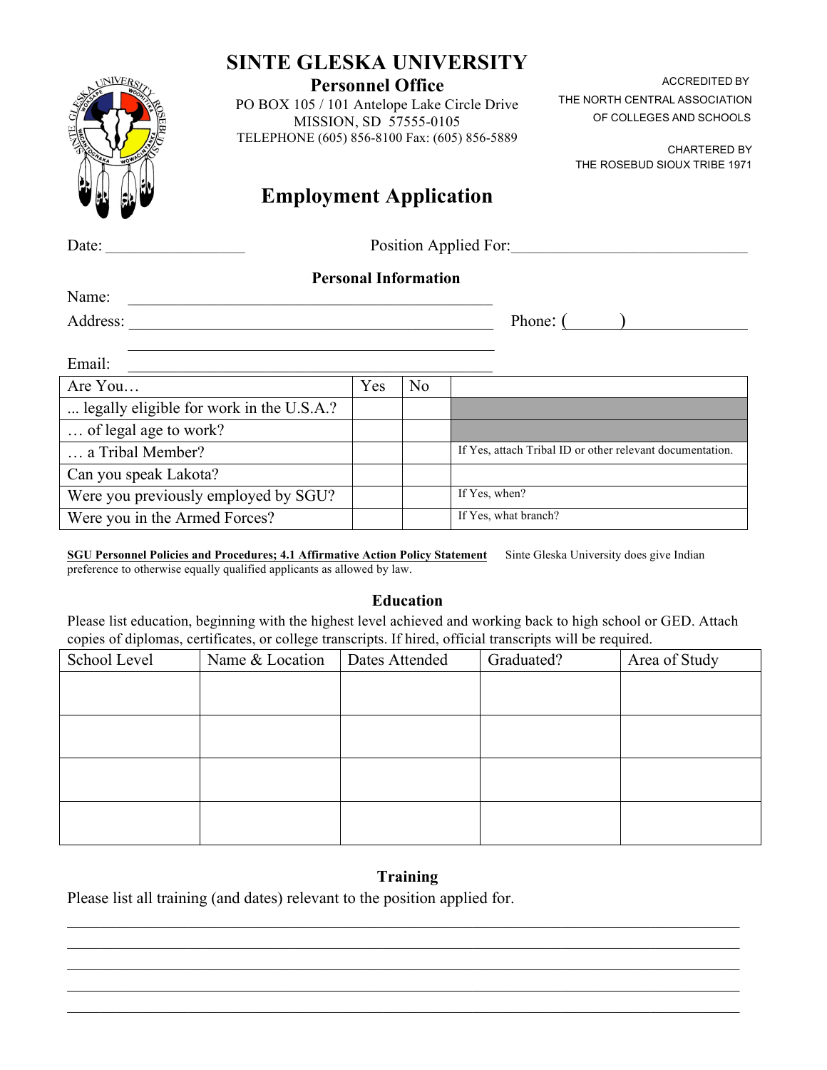# SINTE GLESKA UNIVERSITY

**Personnel Office**

PO BOX 105 / 101 Antelope Lake Circle Drive
MISSION, SD 57555-0105
TELEPHONE (605) 856-8100 Fax: (605) 856-5889

ACCREDITED BY
THE NORTH CENTRAL ASSOCIATION
OF COLLEGES AND SCHOOLS

CHARTERED BY
THE ROSEBUD SIOUX TRIBE 1971

## Employment Application

Date: ________________ Position Applied For: ____________________________

### Personal Information

Name: ____________________________________________

Address: ____________________________________________ Phone: (______) ______________

____________________________________________

Email: ____________________________________________

| Are You… | Yes | No | |
|---|---|---|---|
| ... legally eligible for work in the U.S.A.? | | | |
| … of legal age to work? | | | |
| … a Tribal Member? | | | If Yes, attach Tribal ID or other relevant documentation. |
| Can you speak Lakota? | | | |
| Were you previously employed by SGU? | | | If Yes, when? |
| Were you in the Armed Forces? | | | If Yes, what branch? |

**SGU Personnel Policies and Procedures; 4.1 Affirmative Action Policy Statement** Sinte Gleska University does give Indian preference to otherwise equally qualified applicants as allowed by law.

### Education

Please list education, beginning with the highest level achieved and working back to high school or GED. Attach copies of diplomas, certificates, or college transcripts. If hired, official transcripts will be required.

| School Level | Name & Location | Dates Attended | Graduated? | Area of Study |
|---|---|---|---|---|
| | | | | |
| | | | | |
| | | | | |
| | | | | |

### Training

Please list all training (and dates) relevant to the position applied for.

______________________________________________________________________________

______________________________________________________________________________

______________________________________________________________________________

______________________________________________________________________________

______________________________________________________________________________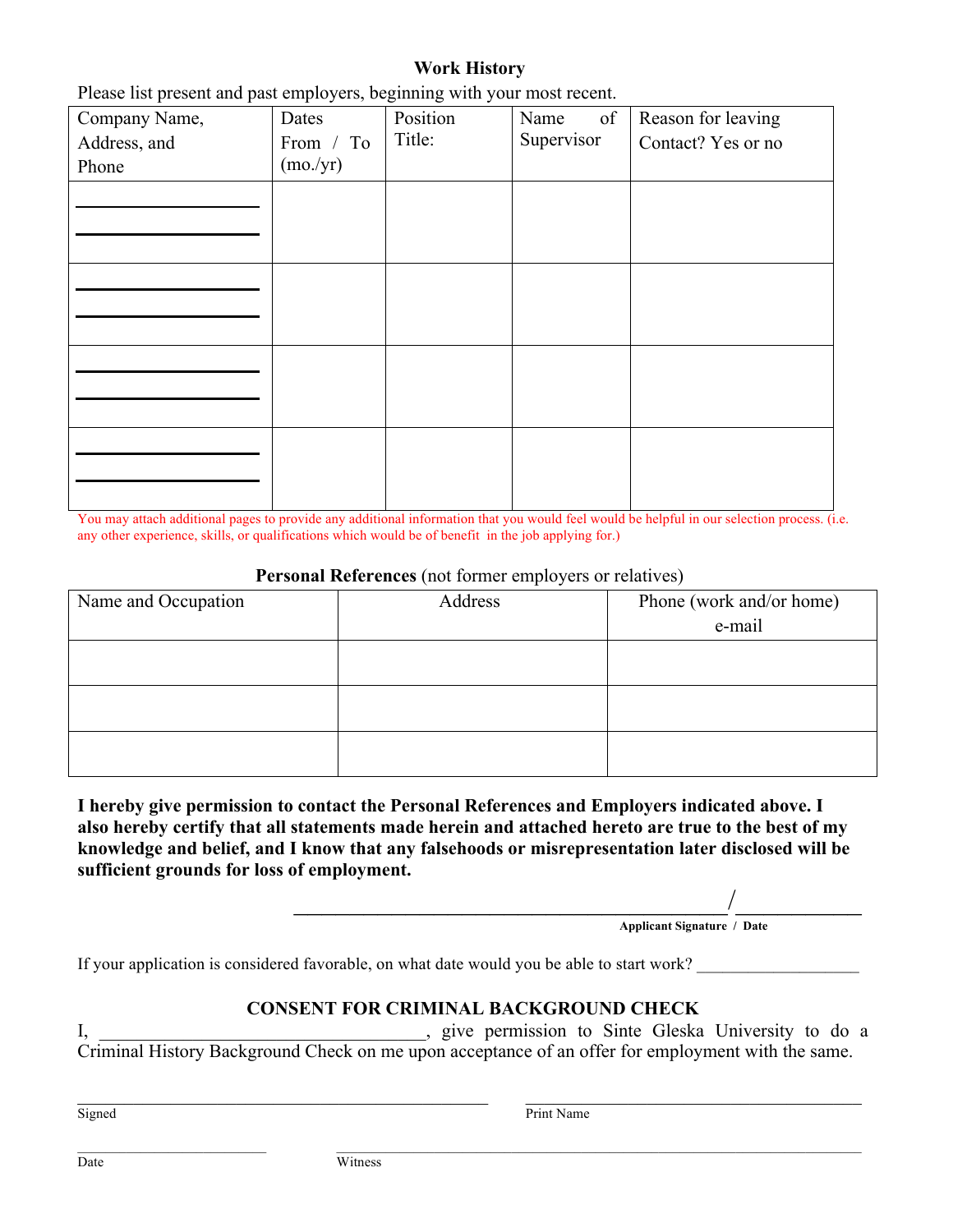## Work History

Please list present and past employers, beginning with your most recent.

| Company Name, Address, and Phone | Dates From / To (mo./yr) | Position Title: | Name of Supervisor | Reason for leaving Contact? Yes or no |
|---|---|---|---|---|
| | | | | |
| | | | | |
| | | | | |
| | | | | |

You may attach additional pages to provide any additional information that you would feel would be helpful in our selection process. (i.e. any other experience, skills, or qualifications which would be of benefit in the job applying for.)

**Personal References** (not former employers or relatives)

| Name and Occupation | Address | Phone (work and/or home) e-mail |
|---|---|---|
| | | |
| | | |
| | | |

**I hereby give permission to contact the Personal References and Employers indicated above. I also hereby certify that all statements made herein and attached hereto are true to the best of my knowledge and belief, and I know that any falsehoods or misrepresentation later disclosed will be sufficient grounds for loss of employment.**

_____________________________________________ / ____________

**Applicant Signature / Date**

If your application is considered favorable, on what date would you be able to start work? ___________________

### CONSENT FOR CRIMINAL BACKGROUND CHECK

I, ____________________________________, give permission to Sinte Gleska University to do a Criminal History Background Check on me upon acceptance of an offer for employment with the same.

_____________________________________________ &nbsp;&nbsp;&nbsp; _____________________________________

Signed &nbsp;&nbsp;&nbsp; Print Name

_______________________ &nbsp;&nbsp;&nbsp; _____________________________________________

Date &nbsp;&nbsp;&nbsp; Witness